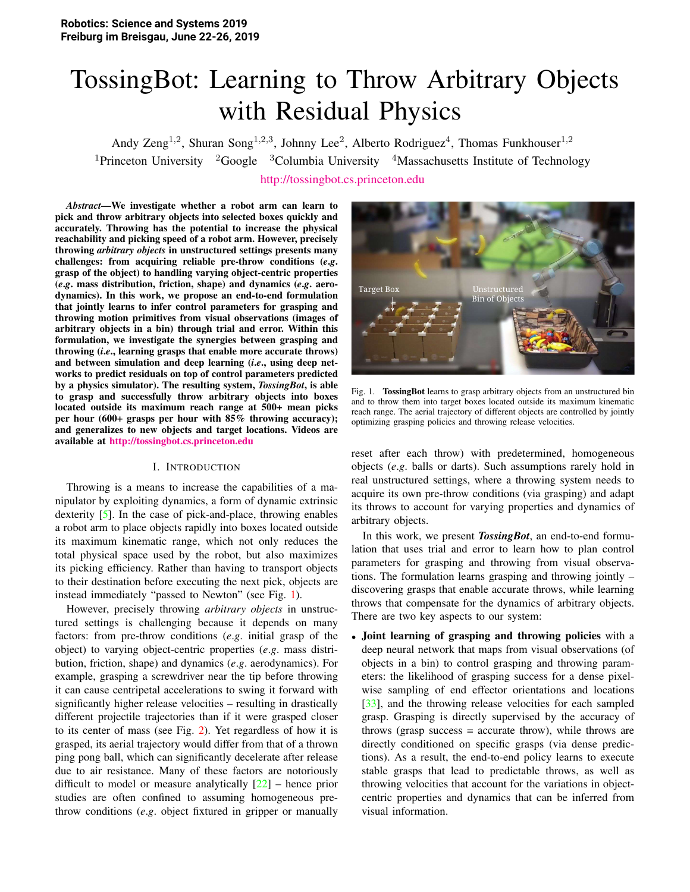Robotics: Science and Systems 2019
Freiburg im Breisgau, June 22-26, 2019

# TossingBot: Learning to Throw Arbitrary Objects with Residual Physics

Andy Zeng[1,2], Shuran Song[1,2,3], Johnny Lee[2], Alberto Rodriguez[4], Thomas Funkhouser[1,2]

[1]Princeton University [2]Google [3]Columbia University [4]Massachusetts Institute of Technology

http://tossingbot.cs.princeton.edu

***Abstract*—We investigate whether a robot arm can learn to pick and throw arbitrary objects into selected boxes quickly and accurately. Throwing has the potential to increase the physical reachability and picking speed of a robot arm. However, precisely throwing *arbitrary objects* in unstructured settings presents many challenges: from acquiring reliable pre-throw conditions (*e.g.* grasp of the object) to handling varying object-centric properties (*e.g.* mass distribution, friction, shape) and dynamics (*e.g.* aerodynamics). In this work, we propose an end-to-end formulation that jointly learns to infer control parameters for grasping and throwing motion primitives from visual observations (images of arbitrary objects in a bin) through trial and error. Within this formulation, we investigate the synergies between grasping and throwing (*i.e.*, learning grasps that enable more accurate throws) and between simulation and deep learning (*i.e.*, using deep networks to predict residuals on top of control parameters predicted by a physics simulator). The resulting system, *TossingBot*, is able to grasp and successfully throw arbitrary objects into boxes located outside its maximum reach range at 500+ mean picks per hour (600+ grasps per hour with 85% throwing accuracy); and generalizes to new objects and target locations. Videos are available at http://tossingbot.cs.princeton.edu**

Fig. 1. **TossingBot** learns to grasp arbitrary objects from an unstructured bin and to throw them into target boxes located outside its maximum kinematic reach range. The aerial trajectory of different objects are controlled by jointly optimizing grasping policies and throwing release velocities.

## I. Introduction

Throwing is a means to increase the capabilities of a manipulator by exploiting dynamics, a form of dynamic extrinsic dexterity [5]. In the case of pick-and-place, throwing enables a robot arm to place objects rapidly into boxes located outside its maximum kinematic range, which not only reduces the total physical space used by the robot, but also maximizes its picking efficiency. Rather than having to transport objects to their destination before executing the next pick, objects are instead immediately "passed to Newton" (see Fig. 1).

However, precisely throwing *arbitrary objects* in unstructured settings is challenging because it depends on many factors: from pre-throw conditions (*e.g.* initial grasp of the object) to varying object-centric properties (*e.g.* mass distribution, friction, shape) and dynamics (*e.g.* aerodynamics). For example, grasping a screwdriver near the tip before throwing it can cause centripetal accelerations to swing it forward with significantly higher release velocities – resulting in drastically different projectile trajectories than if it were grasped closer to its center of mass (see Fig. 2). Yet regardless of how it is grasped, its aerial trajectory would differ from that of a thrown ping pong ball, which can significantly decelerate after release due to air resistance. Many of these factors are notoriously difficult to model or measure analytically [22] – hence prior studies are often confined to assuming homogeneous pre-throw conditions (*e.g.* object fixtured in gripper or manually reset after each throw) with predetermined, homogeneous objects (*e.g.* balls or darts). Such assumptions rarely hold in real unstructured settings, where a throwing system needs to acquire its own pre-throw conditions (via grasping) and adapt its throws to account for varying properties and dynamics of arbitrary objects.

In this work, we present ***TossingBot***, an end-to-end formulation that uses trial and error to learn how to plan control parameters for grasping and throwing from visual observations. The formulation learns grasping and throwing jointly – discovering grasps that enable accurate throws, while learning throws that compensate for the dynamics of arbitrary objects. There are two key aspects to our system:

- **Joint learning of grasping and throwing policies** with a deep neural network that maps from visual observations (of objects in a bin) to control grasping and throwing parameters: the likelihood of grasping success for a dense pixel-wise sampling of end effector orientations and locations [33], and the throwing release velocities for each sampled grasp. Grasping is directly supervised by the accuracy of throws (grasp success = accurate throw), while throws are directly conditioned on specific grasps (via dense predictions). As a result, the end-to-end policy learns to execute stable grasps that lead to predictable throws, as well as throwing velocities that account for the variations in object-centric properties and dynamics that can be inferred from visual information.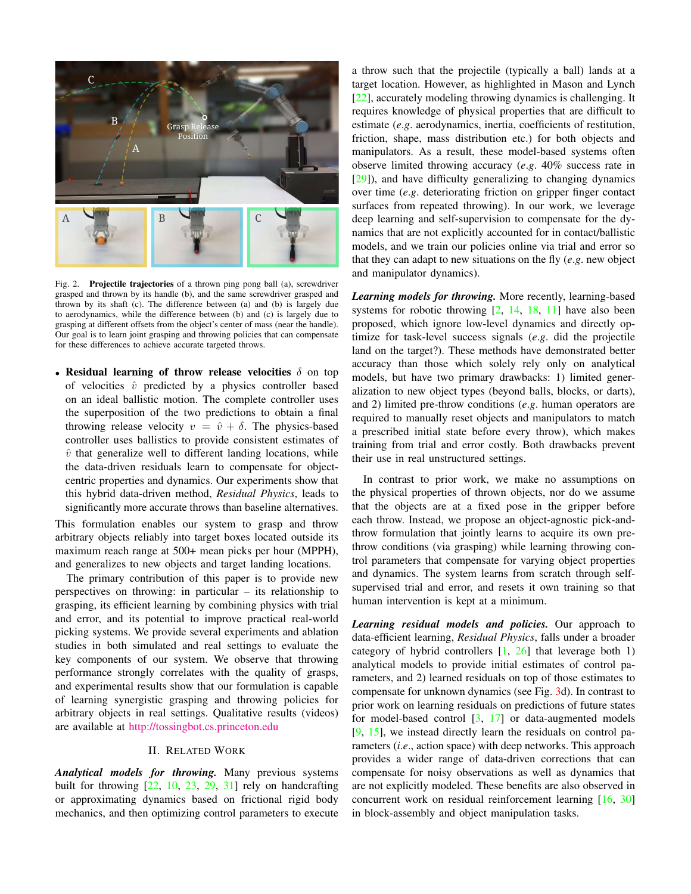Fig. 2. **Projectile trajectories** of a thrown ping pong ball (a), screwdriver grasped and thrown by its handle (b), and the same screwdriver grasped and thrown by its shaft (c). The difference between (a) and (b) is largely due to aerodynamics, while the difference between (b) and (c) is largely due to grasping at different offsets from the object's center of mass (near the handle). Our goal is to learn joint grasping and throwing policies that can compensate for these differences to achieve accurate targeted throws.

- **Residual learning of throw release velocities** $\delta$ on top of velocities $\hat{v}$ predicted by a physics controller based on an ideal ballistic motion. The complete controller uses the superposition of the two predictions to obtain a final throwing release velocity $v = \hat{v} + \delta$. The physics-based controller uses ballistics to provide consistent estimates of $\hat{v}$ that generalize well to different landing locations, while the data-driven residuals learn to compensate for object-centric properties and dynamics. Our experiments show that this hybrid data-driven method, *Residual Physics*, leads to significantly more accurate throws than baseline alternatives.

This formulation enables our system to grasp and throw arbitrary objects reliably into target boxes located outside its maximum reach range at 500+ mean picks per hour (MPPH), and generalizes to new objects and target landing locations.

The primary contribution of this paper is to provide new perspectives on throwing: in particular – its relationship to grasping, its efficient learning by combining physics with trial and error, and its potential to improve practical real-world picking systems. We provide several experiments and ablation studies in both simulated and real settings to evaluate the key components of our system. We observe that throwing performance strongly correlates with the quality of grasps, and experimental results show that our formulation is capable of learning synergistic grasping and throwing policies for arbitrary objects in real settings. Qualitative results (videos) are available at http://tossingbot.cs.princeton.edu

## II. Related Work

***Analytical models for throwing.*** Many previous systems built for throwing [22, 10, 23, 29, 31] rely on handcrafting or approximating dynamics based on frictional rigid body mechanics, and then optimizing control parameters to execute a throw such that the projectile (typically a ball) lands at a target location. However, as highlighted in Mason and Lynch [22], accurately modeling throwing dynamics is challenging. It requires knowledge of physical properties that are difficult to estimate (*e.g.* aerodynamics, inertia, coefficients of restitution, friction, shape, mass distribution etc.) for both objects and manipulators. As a result, these model-based systems often observe limited throwing accuracy (*e.g.* 40% success rate in [29]), and have difficulty generalizing to changing dynamics over time (*e.g.* deteriorating friction on gripper finger contact surfaces from repeated throwing). In our work, we leverage deep learning and self-supervision to compensate for the dynamics that are not explicitly accounted for in contact/ballistic models, and we train our policies online via trial and error so that they can adapt to new situations on the fly (*e.g.* new object and manipulator dynamics).

***Learning models for throwing.*** More recently, learning-based systems for robotic throwing [2, 14, 18, 11] have also been proposed, which ignore low-level dynamics and directly optimize for task-level success signals (*e.g.* did the projectile land on the target?). These methods have demonstrated better accuracy than those which solely rely only on analytical models, but have two primary drawbacks: 1) limited generalization to new object types (beyond balls, blocks, or darts), and 2) limited pre-throw conditions (*e.g.* human operators are required to manually reset objects and manipulators to match a prescribed initial state before every throw), which makes training from trial and error costly. Both drawbacks prevent their use in real unstructured settings.

In contrast to prior work, we make no assumptions on the physical properties of thrown objects, nor do we assume that the objects are at a fixed pose in the gripper before each throw. Instead, we propose an object-agnostic pick-and-throw formulation that jointly learns to acquire its own pre-throw conditions (via grasping) while learning throwing control parameters that compensate for varying object properties and dynamics. The system learns from scratch through self-supervised trial and error, and resets it own training so that human intervention is kept at a minimum.

***Learning residual models and policies.*** Our approach to data-efficient learning, *Residual Physics*, falls under a broader category of hybrid controllers [1, 26] that leverage both 1) analytical models to provide initial estimates of control parameters, and 2) learned residuals on top of those estimates to compensate for unknown dynamics (see Fig. 3d). In contrast to prior work on learning residuals on predictions of future states for model-based control [3, 17] or data-augmented models [9, 15], we instead directly learn the residuals on control parameters (*i.e.*, action space) with deep networks. This approach provides a wider range of data-driven corrections that can compensate for noisy observations as well as dynamics that are not explicitly modeled. These benefits are also observed in concurrent work on residual reinforcement learning [16, 30] in block-assembly and object manipulation tasks.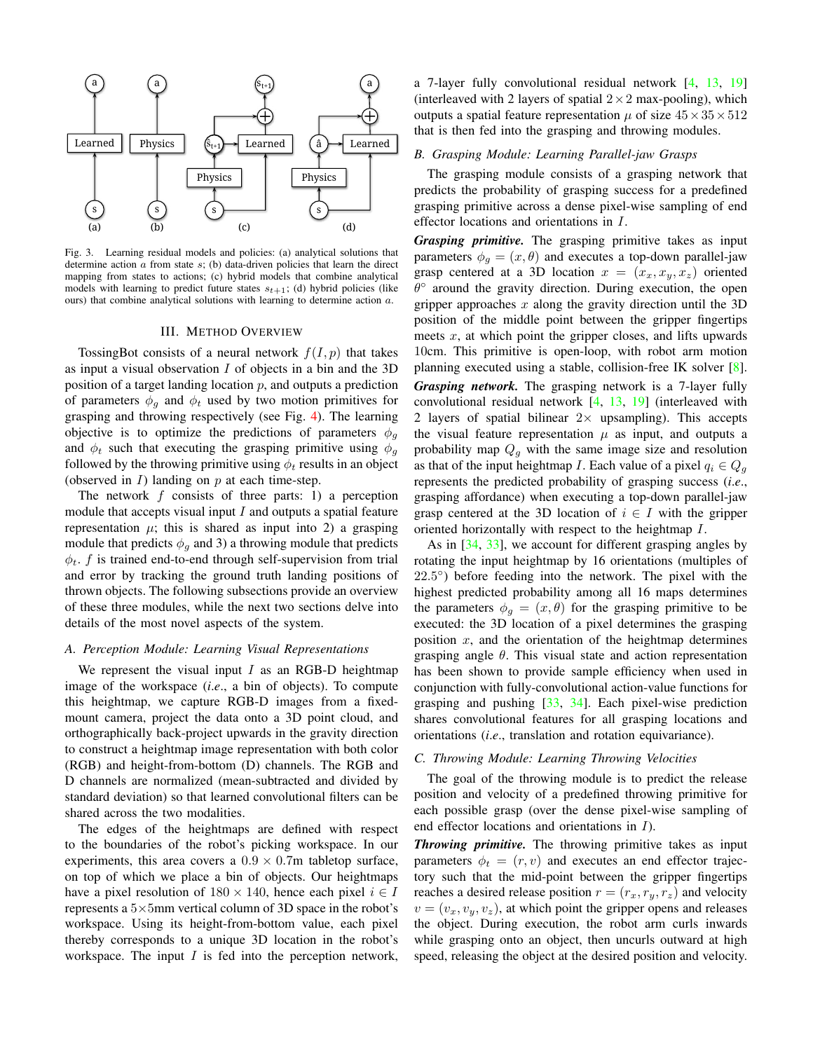Fig. 3. Learning residual models and policies: (a) analytical solutions that determine action $a$ from state $s$; (b) data-driven policies that learn the direct mapping from states to actions; (c) hybrid models that combine analytical models with learning to predict future states $s_{t+1}$; (d) hybrid policies (like ours) that combine analytical solutions with learning to determine action $a$.

## III. Method Overview

TossingBot consists of a neural network $f(I, p)$ that takes as input a visual observation $I$ of objects in a bin and the 3D position of a target landing location $p$, and outputs a prediction of parameters $\phi_g$ and $\phi_t$ used by two motion primitives for grasping and throwing respectively (see Fig. 4). The learning objective is to optimize the predictions of parameters $\phi_g$ and $\phi_t$ such that executing the grasping primitive using $\phi_g$ followed by the throwing primitive using $\phi_t$ results in an object (observed in $I$) landing on $p$ at each time-step.

The network $f$ consists of three parts: 1) a perception module that accepts visual input $I$ and outputs a spatial feature representation $\mu$; this is shared as input into 2) a grasping module that predicts $\phi_g$ and 3) a throwing module that predicts $\phi_t$. $f$ is trained end-to-end through self-supervision from trial and error by tracking the ground truth landing positions of thrown objects. The following subsections provide an overview of these three modules, while the next two sections delve into details of the most novel aspects of the system.

### A. Perception Module: Learning Visual Representations

We represent the visual input $I$ as an RGB-D heightmap image of the workspace (*i.e.*, a bin of objects). To compute this heightmap, we capture RGB-D images from a fixed-mount camera, project the data onto a 3D point cloud, and orthographically back-project upwards in the gravity direction to construct a heightmap image representation with both color (RGB) and height-from-bottom (D) channels. The RGB and D channels are normalized (mean-subtracted and divided by standard deviation) so that learned convolutional filters can be shared across the two modalities.

The edges of the heightmaps are defined with respect to the boundaries of the robot's picking workspace. In our experiments, this area covers a $0.9 \times 0.7$m tabletop surface, on top of which we place a bin of objects. Our heightmaps have a pixel resolution of $180 \times 140$, hence each pixel $i \in I$ represents a $5{\times}5$mm vertical column of 3D space in the robot's workspace. Using its height-from-bottom value, each pixel thereby corresponds to a unique 3D location in the robot's workspace. The input $I$ is fed into the perception network, a 7-layer fully convolutional residual network [4, 13, 19] (interleaved with 2 layers of spatial $2{\times}2$ max-pooling), which outputs a spatial feature representation $\mu$ of size $45 \times 35 \times 512$ that is then fed into the grasping and throwing modules.

### B. Grasping Module: Learning Parallel-jaw Grasps

The grasping module consists of a grasping network that predicts the probability of grasping success for a predefined grasping primitive across a dense pixel-wise sampling of end effector locations and orientations in $I$.

***Grasping primitive.*** The grasping primitive takes as input parameters $\phi_g = (x, \theta)$ and executes a top-down parallel-jaw grasp centered at a 3D location $x = (x_x, x_y, x_z)$ oriented $\theta^\circ$ around the gravity direction. During execution, the open gripper approaches $x$ along the gravity direction until the 3D position of the middle point between the gripper fingertips meets $x$, at which point the gripper closes, and lifts upwards 10cm. This primitive is open-loop, with robot arm motion planning executed using a stable, collision-free IK solver [8].

***Grasping network.*** The grasping network is a 7-layer fully convolutional residual network [4, 13, 19] (interleaved with 2 layers of spatial bilinear $2\times$ upsampling). This accepts the visual feature representation $\mu$ as input, and outputs a probability map $Q_g$ with the same image size and resolution as that of the input heightmap $I$. Each value of a pixel $q_i \in Q_g$ represents the predicted probability of grasping success (*i.e.*, grasping affordance) when executing a top-down parallel-jaw grasp centered at the 3D location of $i \in I$ with the gripper oriented horizontally with respect to the heightmap $I$.

As in [34, 33], we account for different grasping angles by rotating the input heightmap by 16 orientations (multiples of $22.5^\circ$) before feeding into the network. The pixel with the highest predicted probability among all 16 maps determines the parameters $\phi_g = (x, \theta)$ for the grasping primitive to be executed: the 3D location of a pixel determines the grasping position $x$, and the orientation of the heightmap determines grasping angle $\theta$. This visual state and action representation has been shown to provide sample efficiency when used in conjunction with fully-convolutional action-value functions for grasping and pushing [33, 34]. Each pixel-wise prediction shares convolutional features for all grasping locations and orientations (*i.e.*, translation and rotation equivariance).

### C. Throwing Module: Learning Throwing Velocities

The goal of the throwing module is to predict the release position and velocity of a predefined throwing primitive for each possible grasp (over the dense pixel-wise sampling of end effector locations and orientations in $I$).

***Throwing primitive.*** The throwing primitive takes as input parameters $\phi_t = (r, v)$ and executes an end effector trajectory such that the mid-point between the gripper fingertips reaches a desired release position $r = (r_x, r_y, r_z)$ and velocity $v = (v_x, v_y, v_z)$, at which point the gripper opens and releases the object. During execution, the robot arm curls inwards while grasping onto an object, then uncurls outward at high speed, releasing the object at the desired position and velocity.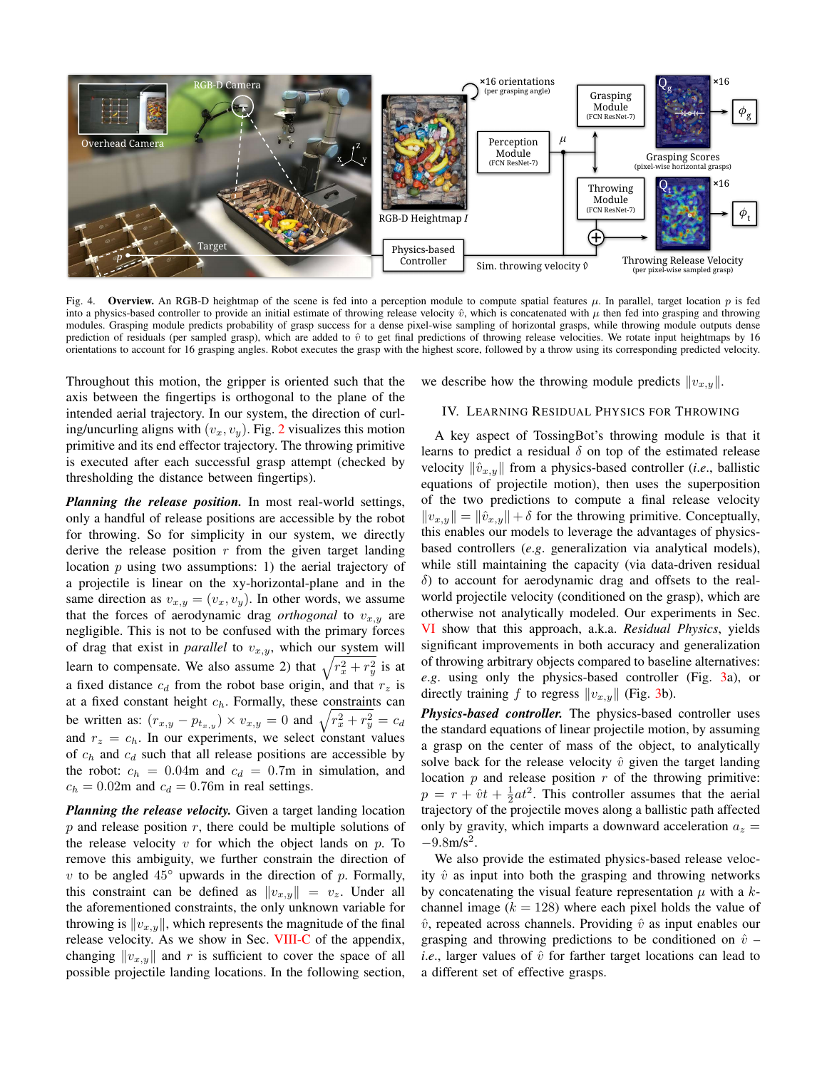Fig. 4. **Overview.** An RGB-D heightmap of the scene is fed into a perception module to compute spatial features $\mu$. In parallel, target location $p$ is fed into a physics-based controller to provide an initial estimate of throwing release velocity $\hat{v}$, which is concatenated with $\mu$ then fed into grasping and throwing modules. Grasping module predicts probability of grasp success for a dense pixel-wise sampling of horizontal grasps, while throwing module outputs dense prediction of residuals (per sampled grasp), which are added to $\hat{v}$ to get final predictions of throwing release velocities. We rotate input heightmaps by 16 orientations to account for 16 grasping angles. Robot executes the grasp with the highest score, followed by a throw using its corresponding predicted velocity.

Throughout this motion, the gripper is oriented such that the axis between the fingertips is orthogonal to the plane of the intended aerial trajectory. In our system, the direction of curling/uncurling aligns with $(v_x, v_y)$. Fig. 2 visualizes this motion primitive and its end effector trajectory. The throwing primitive is executed after each successful grasp attempt (checked by thresholding the distance between fingertips).

***Planning the release position.*** In most real-world settings, only a handful of release positions are accessible by the robot for throwing. So for simplicity in our system, we directly derive the release position $r$ from the given target landing location $p$ using two assumptions: 1) the aerial trajectory of a projectile is linear on the xy-horizontal-plane and in the same direction as $v_{x,y} = (v_x, v_y)$. In other words, we assume that the forces of aerodynamic drag *orthogonal* to $v_{x,y}$ are negligible. This is not to be confused with the primary forces of drag that exist in *parallel* to $v_{x,y}$, which our system will learn to compensate. We also assume 2) that $\sqrt{r_x^2 + r_y^2}$ is at a fixed distance $c_d$ from the robot base origin, and that $r_z$ is at a fixed constant height $c_h$. Formally, these constraints can be written as: $(r_{x,y} - p_{t_{x,y}}) \times v_{x,y} = 0$ and $\sqrt{r_x^2 + r_y^2} = c_d$ and $r_z = c_h$. In our experiments, we select constant values of $c_h$ and $c_d$ such that all release positions are accessible by the robot: $c_h = 0.04$m and $c_d = 0.7$m in simulation, and $c_h = 0.02$m and $c_d = 0.76$m in real settings.

***Planning the release velocity.*** Given a target landing location $p$ and release position $r$, there could be multiple solutions of the release velocity $v$ for which the object lands on $p$. To remove this ambiguity, we further constrain the direction of $v$ to be angled 45° upwards in the direction of $p$. Formally, this constraint can be defined as $\|v_{x,y}\| = v_z$. Under all the aforementioned constraints, the only unknown variable for throwing is $\|v_{x,y}\|$, which represents the magnitude of the final release velocity. As we show in Sec. VIII-C of the appendix, changing $\|v_{x,y}\|$ and $r$ is sufficient to cover the space of all possible projectile landing locations. In the following section, we describe how the throwing module predicts $\|v_{x,y}\|$.

## IV. Learning Residual Physics for Throwing

A key aspect of TossingBot's throwing module is that it learns to predict a residual $\delta$ on top of the estimated release velocity $\|\hat{v}_{x,y}\|$ from a physics-based controller (*i.e.*, ballistic equations of projectile motion), then uses the superposition of the two predictions to compute a final release velocity $\|v_{x,y}\| = \|\hat{v}_{x,y}\| + \delta$ for the throwing primitive. Conceptually, this enables our models to leverage the advantages of physics-based controllers (*e.g.* generalization via analytical models), while still maintaining the capacity (via data-driven residual $\delta$) to account for aerodynamic drag and offsets to the real-world projectile velocity (conditioned on the grasp), which are otherwise not analytically modeled. Our experiments in Sec. VI show that this approach, a.k.a. *Residual Physics*, yields significant improvements in both accuracy and generalization of throwing arbitrary objects compared to baseline alternatives: *e.g.* using only the physics-based controller (Fig. 3a), or directly training $f$ to regress $\|v_{x,y}\|$ (Fig. 3b).

***Physics-based controller.*** The physics-based controller uses the standard equations of linear projectile motion, by assuming a grasp on the center of mass of the object, to analytically solve back for the release velocity $\hat{v}$ given the target landing location $p$ and release position $r$ of the throwing primitive: $p = r + \hat{v}t + \frac{1}{2}at^2$. This controller assumes that the aerial trajectory of the projectile moves along a ballistic path affected only by gravity, which imparts a downward acceleration $a_z = -9.8\text{m/s}^2$.

We also provide the estimated physics-based release velocity $\hat{v}$ as input into both the grasping and throwing networks by concatenating the visual feature representation $\mu$ with a $k$-channel image ($k = 128$) where each pixel holds the value of $\hat{v}$, repeated across channels. Providing $\hat{v}$ as input enables our grasping and throwing predictions to be conditioned on $\hat{v}$ – *i.e.*, larger values of $\hat{v}$ for farther target locations can lead to a different set of effective grasps.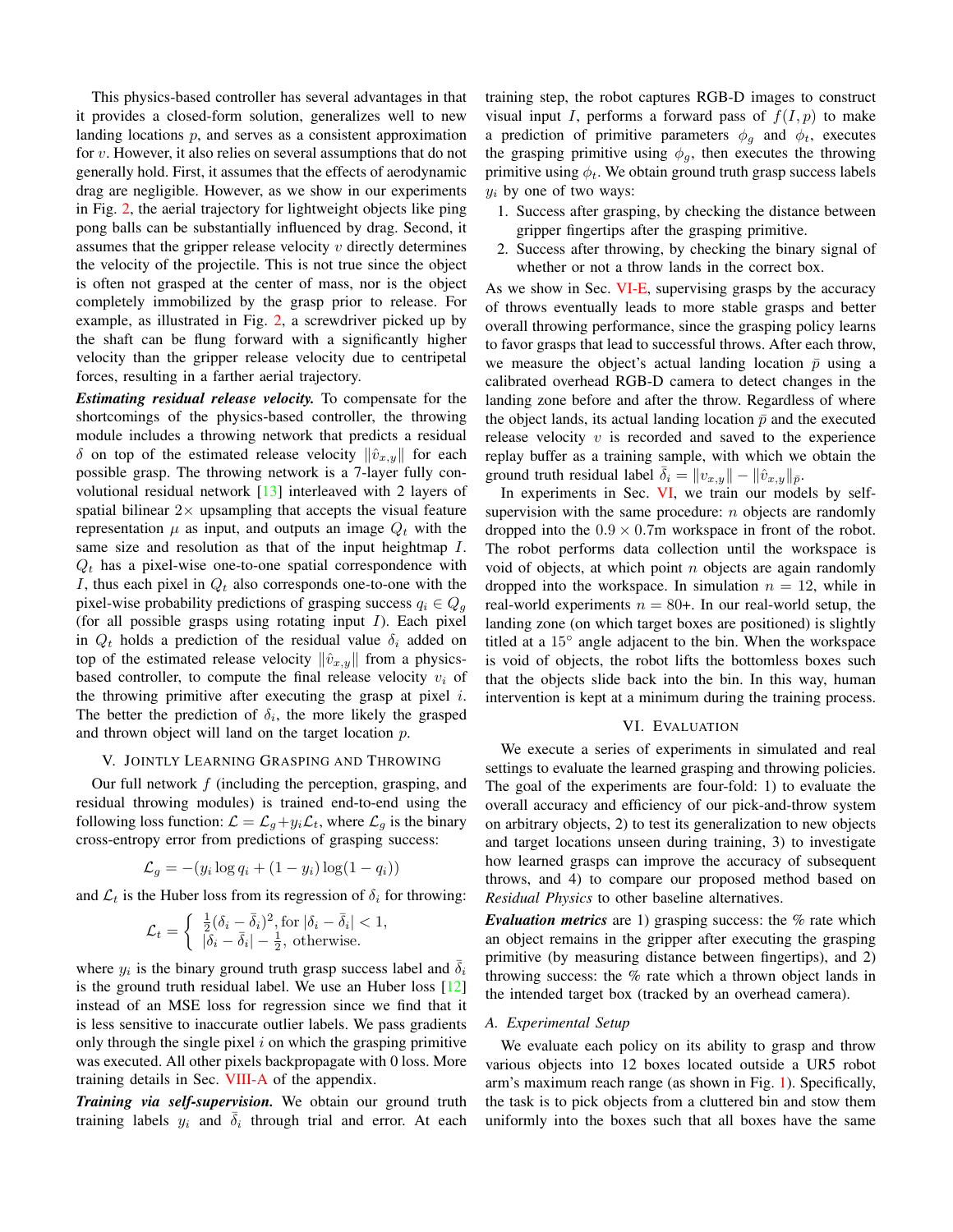This physics-based controller has several advantages in that it provides a closed-form solution, generalizes well to new landing locations $p$, and serves as a consistent approximation for $v$. However, it also relies on several assumptions that do not generally hold. First, it assumes that the effects of aerodynamic drag are negligible. However, as we show in our experiments in Fig. 2, the aerial trajectory for lightweight objects like ping pong balls can be substantially influenced by drag. Second, it assumes that the gripper release velocity $v$ directly determines the velocity of the projectile. This is not true since the object is often not grasped at the center of mass, nor is the object completely immobilized by the grasp prior to release. For example, as illustrated in Fig. 2, a screwdriver picked up by the shaft can be flung forward with a significantly higher velocity than the gripper release velocity due to centripetal forces, resulting in a farther aerial trajectory.

***Estimating residual release velocity.*** To compensate for the shortcomings of the physics-based controller, the throwing module includes a throwing network that predicts a residual $\delta$ on top of the estimated release velocity $\|\hat{v}_{x,y}\|$ for each possible grasp. The throwing network is a 7-layer fully convolutional residual network [13] interleaved with 2 layers of spatial bilinear $2\times$ upsampling that accepts the visual feature representation $\mu$ as input, and outputs an image $Q_t$ with the same size and resolution as that of the input heightmap $I$. $Q_t$ has a pixel-wise one-to-one spatial correspondence with $I$, thus each pixel in $Q_t$ also corresponds one-to-one with the pixel-wise probability predictions of grasping success $q_i \in Q_g$ (for all possible grasps using rotating input $I$). Each pixel in $Q_t$ holds a prediction of the residual value $\delta_i$ added on top of the estimated release velocity $\|\hat{v}_{x,y}\|$ from a physics-based controller, to compute the final release velocity $v_i$ of the throwing primitive after executing the grasp at pixel $i$. The better the prediction of $\delta_i$, the more likely the grasped and thrown object will land on the target location $p$.

## V. Jointly Learning Grasping and Throwing

Our full network $f$ (including the perception, grasping, and residual throwing modules) is trained end-to-end using the following loss function: $\mathcal{L} = \mathcal{L}_g + y_i \mathcal{L}_t$, where $\mathcal{L}_g$ is the binary cross-entropy error from predictions of grasping success:

$$\mathcal{L}_g = -(y_i \log q_i + (1 - y_i) \log(1 - q_i))$$

and $\mathcal{L}_t$ is the Huber loss from its regression of $\delta_i$ for throwing:

$$\mathcal{L}_t = \begin{cases} \frac{1}{2}(\delta_i - \bar{\delta}_i)^2, \text{for } |\delta_i - \bar{\delta}_i| < 1, \\ |\delta_i - \bar{\delta}_i| - \frac{1}{2}, \text{ otherwise.} \end{cases}$$

where $y_i$ is the binary ground truth grasp success label and $\bar{\delta}_i$ is the ground truth residual label. We use an Huber loss [12] instead of an MSE loss for regression since we find that it is less sensitive to inaccurate outlier labels. We pass gradients only through the single pixel $i$ on which the grasping primitive was executed. All other pixels backpropagate with 0 loss. More training details in Sec. VIII-A of the appendix.

***Training via self-supervision.*** We obtain our ground truth training labels $y_i$ and $\bar{\delta}_i$ through trial and error. At each training step, the robot captures RGB-D images to construct visual input $I$, performs a forward pass of $f(I, p)$ to make a prediction of primitive parameters $\phi_g$ and $\phi_t$, executes the grasping primitive using $\phi_g$, then executes the throwing primitive using $\phi_t$. We obtain ground truth grasp success labels $y_i$ by one of two ways:

1. Success after grasping, by checking the distance between gripper fingertips after the grasping primitive.
2. Success after throwing, by checking the binary signal of whether or not a throw lands in the correct box.

As we show in Sec. VI-E, supervising grasps by the accuracy of throws eventually leads to more stable grasps and better overall throwing performance, since the grasping policy learns to favor grasps that lead to successful throws. After each throw, we measure the object's actual landing location $\bar{p}$ using a calibrated overhead RGB-D camera to detect changes in the landing zone before and after the throw. Regardless of where the object lands, its actual landing location $\bar{p}$ and the executed release velocity $v$ is recorded and saved to the experience replay buffer as a training sample, with which we obtain the ground truth residual label $\bar{\delta}_i = \|v_{x,y}\| - \|\hat{v}_{x,y}\|_{\bar{p}}$.

In experiments in Sec. VI, we train our models by self-supervision with the same procedure: $n$ objects are randomly dropped into the $0.9 \times 0.7$m workspace in front of the robot. The robot performs data collection until the workspace is void of objects, at which point $n$ objects are again randomly dropped into the workspace. In simulation $n = 12$, while in real-world experiments $n = 80+$. In our real-world setup, the landing zone (on which target boxes are positioned) is slightly titled at a $15^\circ$ angle adjacent to the bin. When the workspace is void of objects, the robot lifts the bottomless boxes such that the objects slide back into the bin. In this way, human intervention is kept at a minimum during the training process.

## VI. Evaluation

We execute a series of experiments in simulated and real settings to evaluate the learned grasping and throwing policies. The goal of the experiments are four-fold: 1) to evaluate the overall accuracy and efficiency of our pick-and-throw system on arbitrary objects, 2) to test its generalization to new objects and target locations unseen during training, 3) to investigate how learned grasps can improve the accuracy of subsequent throws, and 4) to compare our proposed method based on *Residual Physics* to other baseline alternatives.

***Evaluation metrics*** are 1) grasping success: the % rate which an object remains in the gripper after executing the grasping primitive (by measuring distance between fingertips), and 2) throwing success: the % rate which a thrown object lands in the intended target box (tracked by an overhead camera).

### A. Experimental Setup

We evaluate each policy on its ability to grasp and throw various objects into 12 boxes located outside a UR5 robot arm's maximum reach range (as shown in Fig. 1). Specifically, the task is to pick objects from a cluttered bin and stow them uniformly into the boxes such that all boxes have the same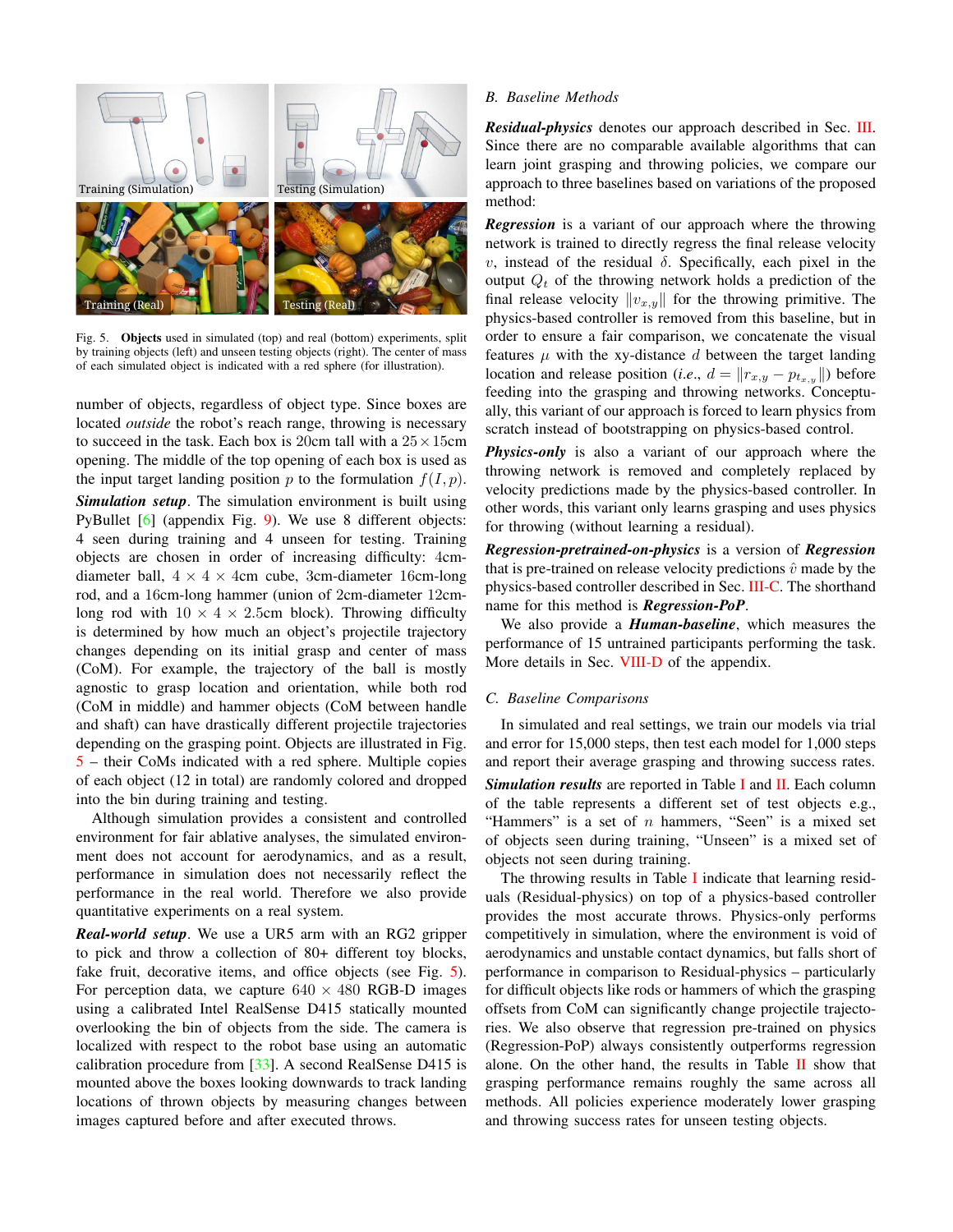Fig. 5. **Objects** used in simulated (top) and real (bottom) experiments, split by training objects (left) and unseen testing objects (right). The center of mass of each simulated object is indicated with a red sphere (for illustration).

number of objects, regardless of object type. Since boxes are located *outside* the robot's reach range, throwing is necessary to succeed in the task. Each box is 20cm tall with a $25 \times 15$cm opening. The middle of the top opening of each box is used as the input target landing position $p$ to the formulation $f(I, p)$.

***Simulation setup***. The simulation environment is built using PyBullet [6] (appendix Fig. 9). We use 8 different objects: 4 seen during training and 4 unseen for testing. Training objects are chosen in order of increasing difficulty: 4cm-diameter ball, $4 \times 4 \times 4$cm cube, 3cm-diameter 16cm-long rod, and a 16cm-long hammer (union of 2cm-diameter 12cm-long rod with $10 \times 4 \times 2.5$cm block). Throwing difficulty is determined by how much an object's projectile trajectory changes depending on its initial grasp and center of mass (CoM). For example, the trajectory of the ball is mostly agnostic to grasp location and orientation, while both rod (CoM in middle) and hammer objects (CoM between handle and shaft) can have drastically different projectile trajectories depending on the grasping point. Objects are illustrated in Fig. 5 – their CoMs indicated with a red sphere. Multiple copies of each object (12 in total) are randomly colored and dropped into the bin during training and testing.

Although simulation provides a consistent and controlled environment for fair ablative analyses, the simulated environment does not account for aerodynamics, and as a result, performance in simulation does not necessarily reflect the performance in the real world. Therefore we also provide quantitative experiments on a real system.

***Real-world setup***. We use a UR5 arm with an RG2 gripper to pick and throw a collection of 80+ different toy blocks, fake fruit, decorative items, and office objects (see Fig. 5). For perception data, we capture $640 \times 480$ RGB-D images using a calibrated Intel RealSense D415 statically mounted overlooking the bin of objects from the side. The camera is localized with respect to the robot base using an automatic calibration procedure from [33]. A second RealSense D415 is mounted above the boxes looking downwards to track landing locations of thrown objects by measuring changes between images captured before and after executed throws.

### B. Baseline Methods

***Residual-physics*** denotes our approach described in Sec. III. Since there are no comparable available algorithms that can learn joint grasping and throwing policies, we compare our approach to three baselines based on variations of the proposed method:

***Regression*** is a variant of our approach where the throwing network is trained to directly regress the final release velocity $v$, instead of the residual $\delta$. Specifically, each pixel in the output $Q_t$ of the throwing network holds a prediction of the final release velocity $\|v_{x,y}\|$ for the throwing primitive. The physics-based controller is removed from this baseline, but in order to ensure a fair comparison, we concatenate the visual features $\mu$ with the xy-distance $d$ between the target landing location and release position (*i.e.*, $d = \|r_{x,y} - p_{t_{x,y}}\|$) before feeding into the grasping and throwing networks. Conceptually, this variant of our approach is forced to learn physics from scratch instead of bootstrapping on physics-based control.

***Physics-only*** is also a variant of our approach where the throwing network is removed and completely replaced by velocity predictions made by the physics-based controller. In other words, this variant only learns grasping and uses physics for throwing (without learning a residual).

***Regression-pretrained-on-physics*** is a version of ***Regression*** that is pre-trained on release velocity predictions $\hat{v}$ made by the physics-based controller described in Sec. III-C. The shorthand name for this method is ***Regression-PoP***.

We also provide a ***Human-baseline***, which measures the performance of 15 untrained participants performing the task. More details in Sec. VIII-D of the appendix.

### C. Baseline Comparisons

In simulated and real settings, we train our models via trial and error for 15,000 steps, then test each model for 1,000 steps and report their average grasping and throwing success rates.

***Simulation results*** are reported in Table I and II. Each column of the table represents a different set of test objects e.g., "Hammers" is a set of $n$ hammers, "Seen" is a mixed set of objects seen during training, "Unseen" is a mixed set of objects not seen during training.

The throwing results in Table I indicate that learning residuals (Residual-physics) on top of a physics-based controller provides the most accurate throws. Physics-only performs competitively in simulation, where the environment is void of aerodynamics and unstable contact dynamics, but falls short of performance in comparison to Residual-physics – particularly for difficult objects like rods or hammers of which the grasping offsets from CoM can significantly change projectile trajectories. We also observe that regression pre-trained on physics (Regression-PoP) always consistently outperforms regression alone. On the other hand, the results in Table II show that grasping performance remains roughly the same across all methods. All policies experience moderately lower grasping and throwing success rates for unseen testing objects.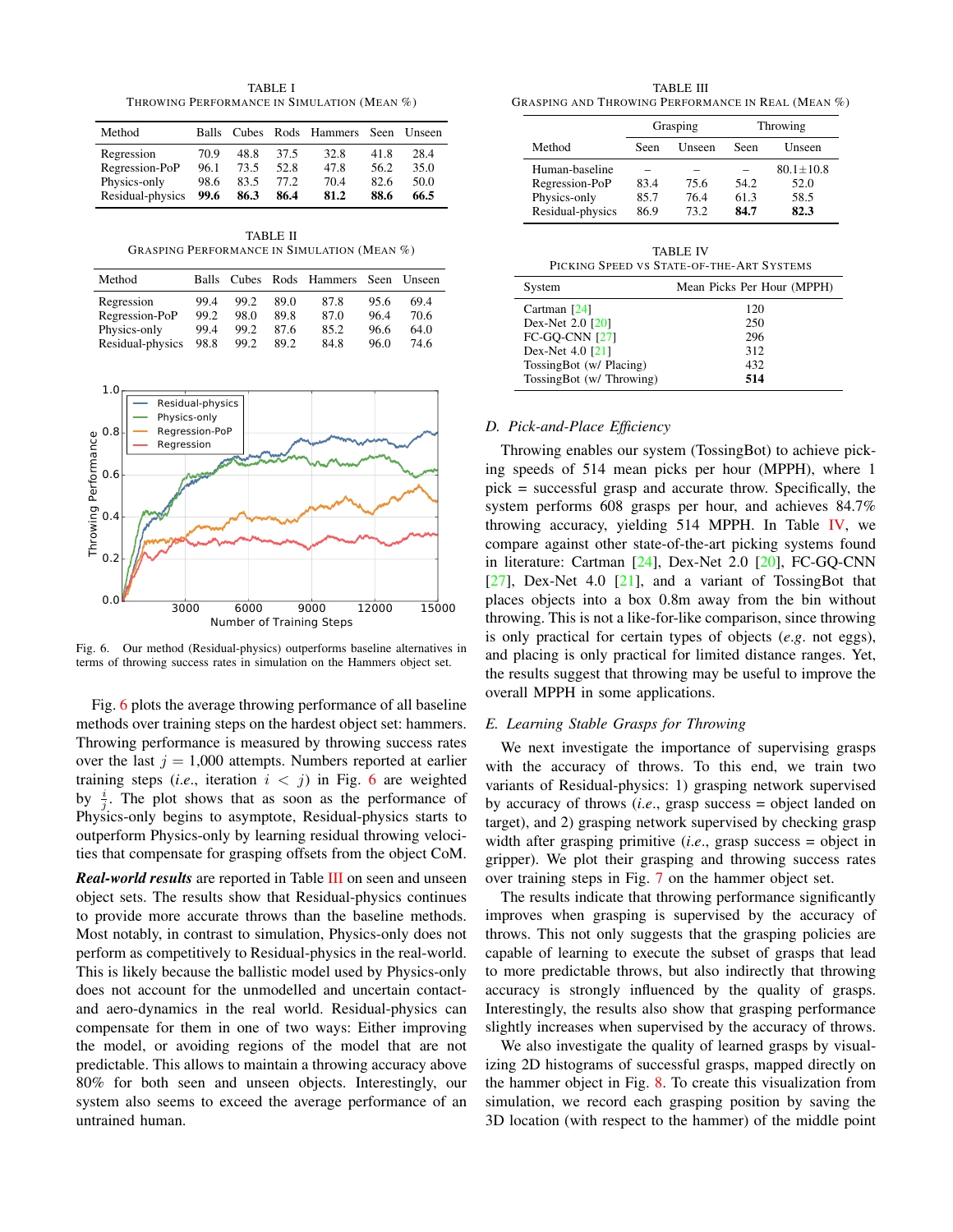TABLE I
THROWING PERFORMANCE IN SIMULATION (MEAN %)

| Method | Balls | Cubes | Rods | Hammers | Seen | Unseen |
|---|---|---|---|---|---|---|
| Regression | 70.9 | 48.8 | 37.5 | 32.8 | 41.8 | 28.4 |
| Regression-PoP | 96.1 | 73.5 | 52.8 | 47.8 | 56.2 | 35.0 |
| Physics-only | 98.6 | 83.5 | 77.2 | 70.4 | 82.6 | 50.0 |
| Residual-physics | **99.6** | **86.3** | **86.4** | **81.2** | **88.6** | **66.5** |

TABLE II
GRASPING PERFORMANCE IN SIMULATION (MEAN %)

| Method | Balls | Cubes | Rods | Hammers | Seen | Unseen |
|---|---|---|---|---|---|---|
| Regression | 99.4 | 99.2 | 89.0 | 87.8 | 95.6 | 69.4 |
| Regression-PoP | 99.2 | 98.0 | 89.8 | 87.0 | 96.4 | 70.6 |
| Physics-only | 99.4 | 99.2 | 87.6 | 85.2 | 96.6 | 64.0 |
| Residual-physics | 98.8 | 99.2 | 89.2 | 84.8 | 96.0 | 74.6 |

Fig. 6. Our method (Residual-physics) outperforms baseline alternatives in terms of throwing success rates in simulation on the Hammers object set.

Fig. 6 plots the average throwing performance of all baseline methods over training steps on the hardest object set: hammers. Throwing performance is measured by throwing success rates over the last $j = 1{,}000$ attempts. Numbers reported at earlier training steps (*i.e.*, iteration $i < j$) in Fig. 6 are weighted by $\frac{i}{j}$. The plot shows that as soon as the performance of Physics-only begins to asymptote, Residual-physics starts to outperform Physics-only by learning residual throwing velocities that compensate for grasping offsets from the object CoM.

***Real-world results*** are reported in Table III on seen and unseen object sets. The results show that Residual-physics continues to provide more accurate throws than the baseline methods. Most notably, in contrast to simulation, Physics-only does not perform as competitively to Residual-physics in the real-world. This is likely because the ballistic model used by Physics-only does not account for the unmodelled and uncertain contact- and aero-dynamics in the real world. Residual-physics can compensate for them in one of two ways: Either improving the model, or avoiding regions of the model that are not predictable. This allows to maintain a throwing accuracy above 80% for both seen and unseen objects. Interestingly, our system also seems to exceed the average performance of an untrained human.

TABLE III
GRASPING AND THROWING PERFORMANCE IN REAL (MEAN %)

| Method | Grasping | | Throwing | |
|---|---|---|---|---|
| | Seen | Unseen | Seen | Unseen |
| Human-baseline | – | – | – | 80.1±10.8 |
| Regression-PoP | 83.4 | 75.6 | 54.2 | 52.0 |
| Physics-only | 85.7 | 76.4 | 61.3 | 58.5 |
| Residual-physics | 86.9 | 73.2 | **84.7** | **82.3** |

TABLE IV
PICKING SPEED VS STATE-OF-THE-ART SYSTEMS

| System | Mean Picks Per Hour (MPPH) |
|---|---|
| Cartman [24] | 120 |
| Dex-Net 2.0 [20] | 250 |
| FC-GQ-CNN [27] | 296 |
| Dex-Net 4.0 [21] | 312 |
| TossingBot (w/ Placing) | 432 |
| TossingBot (w/ Throwing) | **514** |

### *D. Pick-and-Place Efficiency*

Throwing enables our system (TossingBot) to achieve picking speeds of 514 mean picks per hour (MPPH), where 1 pick = successful grasp and accurate throw. Specifically, the system performs 608 grasps per hour, and achieves 84.7% throwing accuracy, yielding 514 MPPH. In Table IV, we compare against other state-of-the-art picking systems found in literature: Cartman [24], Dex-Net 2.0 [20], FC-GQ-CNN [27], Dex-Net 4.0 [21], and a variant of TossingBot that places objects into a box 0.8m away from the bin without throwing. This is not a like-for-like comparison, since throwing is only practical for certain types of objects (*e.g.* not eggs), and placing is only practical for limited distance ranges. Yet, the results suggest that throwing may be useful to improve the overall MPPH in some applications.

### *E. Learning Stable Grasps for Throwing*

We next investigate the importance of supervising grasps with the accuracy of throws. To this end, we train two variants of Residual-physics: 1) grasping network supervised by accuracy of throws (*i.e.*, grasp success = object landed on target), and 2) grasping network supervised by checking grasp width after grasping primitive (*i.e.*, grasp success = object in gripper). We plot their grasping and throwing success rates over training steps in Fig. 7 on the hammer object set.

The results indicate that throwing performance significantly improves when grasping is supervised by the accuracy of throws. This not only suggests that the grasping policies are capable of learning to execute the subset of grasps that lead to more predictable throws, but also indirectly that throwing accuracy is strongly influenced by the quality of grasps. Interestingly, the results also show that grasping performance slightly increases when supervised by the accuracy of throws.

We also investigate the quality of learned grasps by visualizing 2D histograms of successful grasps, mapped directly on the hammer object in Fig. 8. To create this visualization from simulation, we record each grasping position by saving the 3D location (with respect to the hammer) of the middle point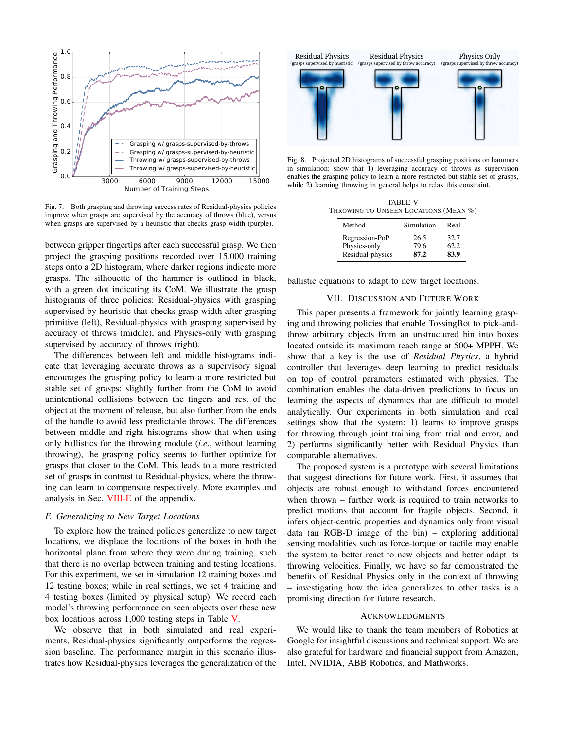Fig. 7. Both grasping and throwing success rates of Residual-physics policies improve when grasps are supervised by the accuracy of throws (blue), versus when grasps are supervised by a heuristic that checks grasp width (purple).

between gripper fingertips after each successful grasp. We then project the grasping positions recorded over 15,000 training steps onto a 2D histogram, where darker regions indicate more grasps. The silhouette of the hammer is outlined in black, with a green dot indicating its CoM. We illustrate the grasp histograms of three policies: Residual-physics with grasping supervised by heuristic that checks grasp width after grasping primitive (left), Residual-physics with grasping supervised by accuracy of throws (middle), and Physics-only with grasping supervised by accuracy of throws (right).

The differences between left and middle histograms indicate that leveraging accurate throws as a supervisory signal encourages the grasping policy to learn a more restricted but stable set of grasps: slightly further from the CoM to avoid unintentional collisions between the fingers and rest of the object at the moment of release, but also further from the ends of the handle to avoid less predictable throws. The differences between middle and right histograms show that when using only ballistics for the throwing module (*i.e.*, without learning throwing), the grasping policy seems to further optimize for grasps that closer to the CoM. This leads to a more restricted set of grasps in contrast to Residual-physics, where the throwing can learn to compensate respectively. More examples and analysis in Sec. VIII-E of the appendix.

### F. Generalizing to New Target Locations

To explore how the trained policies generalize to new target locations, we displace the locations of the boxes in both the horizontal plane from where they were during training, such that there is no overlap between training and testing locations. For this experiment, we set in simulation 12 training boxes and 12 testing boxes; while in real settings, we set 4 training and 4 testing boxes (limited by physical setup). We record each model's throwing performance on seen objects over these new box locations across 1,000 testing steps in Table V.

We observe that in both simulated and real experiments, Residual-physics significantly outperforms the regression baseline. The performance margin in this scenario illustrates how Residual-physics leverages the generalization of the ballistic equations to adapt to new target locations.

Fig. 8. Projected 2D histograms of successful grasping positions on hammers in simulation: show that 1) leveraging accuracy of throws as supervision enables the grasping policy to learn a more restricted but stable set of grasps, while 2) learning throwing in general helps to relax this constraint.

TABLE V
THROWING TO UNSEEN LOCATIONS (MEAN %)

| Method | Simulation | Real |
|---|---|---|
| Regression-PoP | 26.5 | 32.7 |
| Physics-only | 79.6 | 62.2 |
| Residual-physics | **87.2** | **83.9** |

## VII. Discussion and Future Work

This paper presents a framework for jointly learning grasping and throwing policies that enable TossingBot to pick-and-throw arbitrary objects from an unstructured bin into boxes located outside its maximum reach range at 500+ MPPH. We show that a key is the use of *Residual Physics*, a hybrid controller that leverages deep learning to predict residuals on top of control parameters estimated with physics. The combination enables the data-driven predictions to focus on learning the aspects of dynamics that are difficult to model analytically. Our experiments in both simulation and real settings show that the system: 1) learns to improve grasps for throwing through joint training from trial and error, and 2) performs significantly better with Residual Physics than comparable alternatives.

The proposed system is a prototype with several limitations that suggest directions for future work. First, it assumes that objects are robust enough to withstand forces encountered when thrown – further work is required to train networks to predict motions that account for fragile objects. Second, it infers object-centric properties and dynamics only from visual data (an RGB-D image of the bin) – exploring additional sensing modalities such as force-torque or tactile may enable the system to better react to new objects and better adapt its throwing velocities. Finally, we have so far demonstrated the benefits of Residual Physics only in the context of throwing – investigating how the idea generalizes to other tasks is a promising direction for future research.

## Acknowledgments

We would like to thank the team members of Robotics at Google for insightful discussions and technical support. We are also grateful for hardware and financial support from Amazon, Intel, NVIDIA, ABB Robotics, and Mathworks.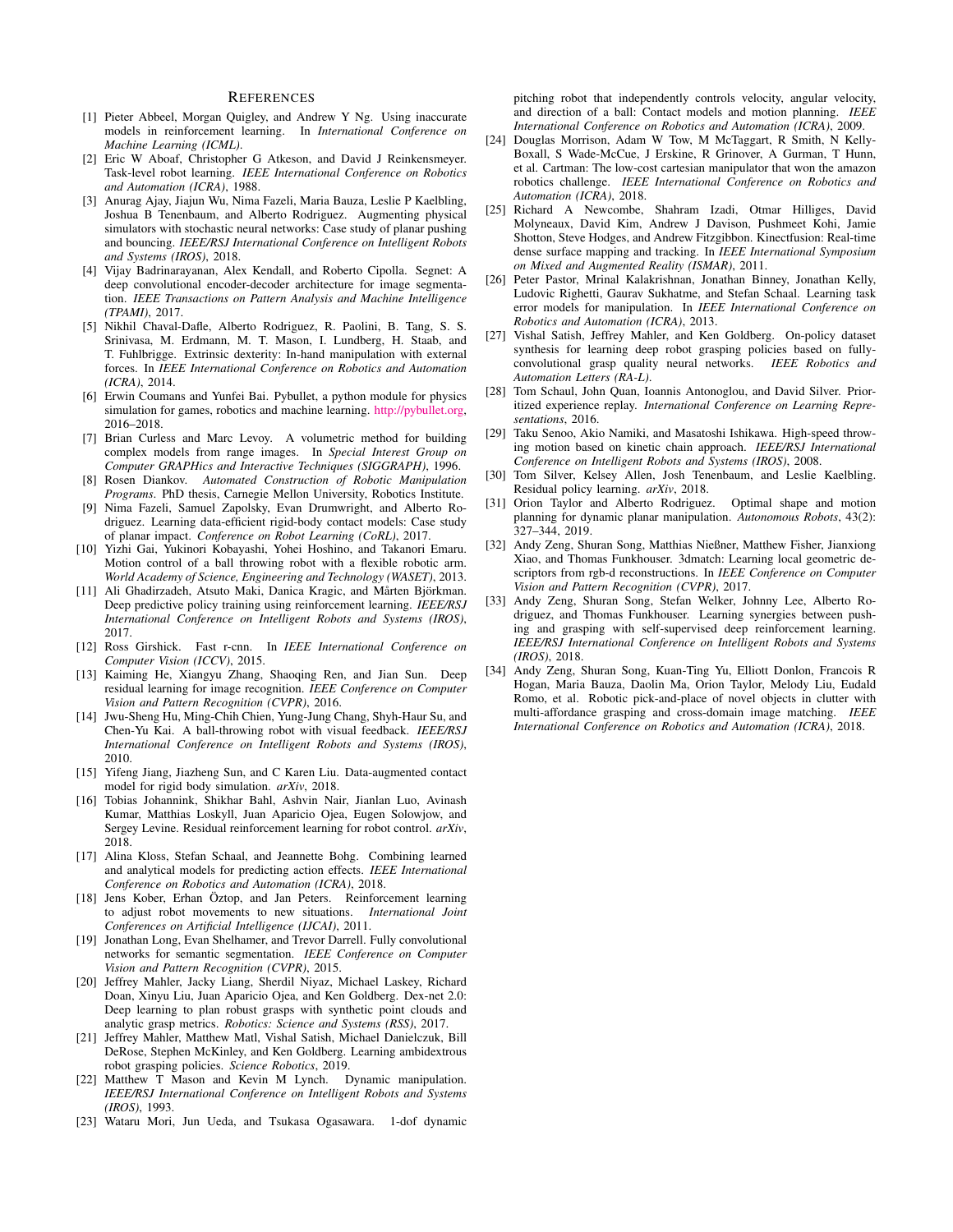# References

[1] Pieter Abbeel, Morgan Quigley, and Andrew Y Ng. Using inaccurate models in reinforcement learning. In *International Conference on Machine Learning (ICML)*.

[2] Eric W Aboaf, Christopher G Atkeson, and David J Reinkensmeyer. Task-level robot learning. *IEEE International Conference on Robotics and Automation (ICRA)*, 1988.

[3] Anurag Ajay, Jiajun Wu, Nima Fazeli, Maria Bauza, Leslie P Kaelbling, Joshua B Tenenbaum, and Alberto Rodriguez. Augmenting physical simulators with stochastic neural networks: Case study of planar pushing and bouncing. *IEEE/RSJ International Conference on Intelligent Robots and Systems (IROS)*, 2018.

[4] Vijay Badrinarayanan, Alex Kendall, and Roberto Cipolla. Segnet: A deep convolutional encoder-decoder architecture for image segmentation. *IEEE Transactions on Pattern Analysis and Machine Intelligence (TPAMI)*, 2017.

[5] Nikhil Chaval-Dafle, Alberto Rodriguez, R. Paolini, B. Tang, S. S. Srinivasa, M. Erdmann, M. T. Mason, I. Lundberg, H. Staab, and T. Fuhlbrigge. Extrinsic dexterity: In-hand manipulation with external forces. In *IEEE International Conference on Robotics and Automation (ICRA)*, 2014.

[6] Erwin Coumans and Yunfei Bai. Pybullet, a python module for physics simulation for games, robotics and machine learning. http://pybullet.org, 2016–2018.

[7] Brian Curless and Marc Levoy. A volumetric method for building complex models from range images. In *Special Interest Group on Computer GRAPHics and Interactive Techniques (SIGGRAPH)*, 1996.

[8] Rosen Diankov. *Automated Construction of Robotic Manipulation Programs*. PhD thesis, Carnegie Mellon University, Robotics Institute.

[9] Nima Fazeli, Samuel Zapolsky, Evan Drumwright, and Alberto Rodriguez. Learning data-efficient rigid-body contact models: Case study of planar impact. *Conference on Robot Learning (CoRL)*, 2017.

[10] Yizhi Gai, Yukinori Kobayashi, Yohei Hoshino, and Takanori Emaru. Motion control of a ball throwing robot with a flexible robotic arm. *World Academy of Science, Engineering and Technology (WASET)*, 2013.

[11] Ali Ghadirzadeh, Atsuto Maki, Danica Kragic, and Mårten Björkman. Deep predictive policy training using reinforcement learning. *IEEE/RSJ International Conference on Intelligent Robots and Systems (IROS)*, 2017.

[12] Ross Girshick. Fast r-cnn. In *IEEE International Conference on Computer Vision (ICCV)*, 2015.

[13] Kaiming He, Xiangyu Zhang, Shaoqing Ren, and Jian Sun. Deep residual learning for image recognition. *IEEE Conference on Computer Vision and Pattern Recognition (CVPR)*, 2016.

[14] Jwu-Sheng Hu, Ming-Chih Chien, Yung-Jung Chang, Shyh-Haur Su, and Chen-Yu Kai. A ball-throwing robot with visual feedback. *IEEE/RSJ International Conference on Intelligent Robots and Systems (IROS)*, 2010.

[15] Yifeng Jiang, Jiazheng Sun, and C Karen Liu. Data-augmented contact model for rigid body simulation. *arXiv*, 2018.

[16] Tobias Johannink, Shikhar Bahl, Ashvin Nair, Jianlan Luo, Avinash Kumar, Matthias Loskyll, Juan Aparicio Ojea, Eugen Solowjow, and Sergey Levine. Residual reinforcement learning for robot control. *arXiv*, 2018.

[17] Alina Kloss, Stefan Schaal, and Jeannette Bohg. Combining learned and analytical models for predicting action effects. *IEEE International Conference on Robotics and Automation (ICRA)*, 2018.

[18] Jens Kober, Erhan Öztop, and Jan Peters. Reinforcement learning to adjust robot movements to new situations. *International Joint Conferences on Artificial Intelligence (IJCAI)*, 2011.

[19] Jonathan Long, Evan Shelhamer, and Trevor Darrell. Fully convolutional networks for semantic segmentation. *IEEE Conference on Computer Vision and Pattern Recognition (CVPR)*, 2015.

[20] Jeffrey Mahler, Jacky Liang, Sherdil Niyaz, Michael Laskey, Richard Doan, Xinyu Liu, Juan Aparicio Ojea, and Ken Goldberg. Dex-net 2.0: Deep learning to plan robust grasps with synthetic point clouds and analytic grasp metrics. *Robotics: Science and Systems (RSS)*, 2017.

[21] Jeffrey Mahler, Matthew Matl, Vishal Satish, Michael Danielczuk, Bill DeRose, Stephen McKinley, and Ken Goldberg. Learning ambidextrous robot grasping policies. *Science Robotics*, 2019.

[22] Matthew T Mason and Kevin M Lynch. Dynamic manipulation. *IEEE/RSJ International Conference on Intelligent Robots and Systems (IROS)*, 1993.

[23] Wataru Mori, Jun Ueda, and Tsukasa Ogasawara. 1-dof dynamic pitching robot that independently controls velocity, angular velocity, and direction of a ball: Contact models and motion planning. *IEEE International Conference on Robotics and Automation (ICRA)*, 2009.

[24] Douglas Morrison, Adam W Tow, M McTaggart, R Smith, N Kelly-Boxall, S Wade-McCue, J Erskine, R Grinover, A Gurman, T Hunn, et al. Cartman: The low-cost cartesian manipulator that won the amazon robotics challenge. *IEEE International Conference on Robotics and Automation (ICRA)*, 2018.

[25] Richard A Newcombe, Shahram Izadi, Otmar Hilliges, David Molyneaux, David Kim, Andrew J Davison, Pushmeet Kohi, Jamie Shotton, Steve Hodges, and Andrew Fitzgibbon. Kinectfusion: Real-time dense surface mapping and tracking. In *IEEE International Symposium on Mixed and Augmented Reality (ISMAR)*, 2011.

[26] Peter Pastor, Mrinal Kalakrishnan, Jonathan Binney, Jonathan Kelly, Ludovic Righetti, Gaurav Sukhatme, and Stefan Schaal. Learning task error models for manipulation. In *IEEE International Conference on Robotics and Automation (ICRA)*, 2013.

[27] Vishal Satish, Jeffrey Mahler, and Ken Goldberg. On-policy dataset synthesis for learning deep robot grasping policies based on fully-convolutional grasp quality neural networks. *IEEE Robotics and Automation Letters (RA-L)*.

[28] Tom Schaul, John Quan, Ioannis Antonoglou, and David Silver. Prioritized experience replay. *International Conference on Learning Representations*, 2016.

[29] Taku Senoo, Akio Namiki, and Masatoshi Ishikawa. High-speed throwing motion based on kinetic chain approach. *IEEE/RSJ International Conference on Intelligent Robots and Systems (IROS)*, 2008.

[30] Tom Silver, Kelsey Allen, Josh Tenenbaum, and Leslie Kaelbling. Residual policy learning. *arXiv*, 2018.

[31] Orion Taylor and Alberto Rodriguez. Optimal shape and motion planning for dynamic planar manipulation. *Autonomous Robots*, 43(2): 327–344, 2019.

[32] Andy Zeng, Shuran Song, Matthias Nießner, Matthew Fisher, Jianxiong Xiao, and Thomas Funkhouser. 3dmatch: Learning local geometric descriptors from rgb-d reconstructions. In *IEEE Conference on Computer Vision and Pattern Recognition (CVPR)*, 2017.

[33] Andy Zeng, Shuran Song, Stefan Welker, Johnny Lee, Alberto Rodriguez, and Thomas Funkhouser. Learning synergies between pushing and grasping with self-supervised deep reinforcement learning. *IEEE/RSJ International Conference on Intelligent Robots and Systems (IROS)*, 2018.

[34] Andy Zeng, Shuran Song, Kuan-Ting Yu, Elliott Donlon, Francois R Hogan, Maria Bauza, Daolin Ma, Orion Taylor, Melody Liu, Eudald Romo, et al. Robotic pick-and-place of novel objects in clutter with multi-affordance grasping and cross-domain image matching. *IEEE International Conference on Robotics and Automation (ICRA)*, 2018.